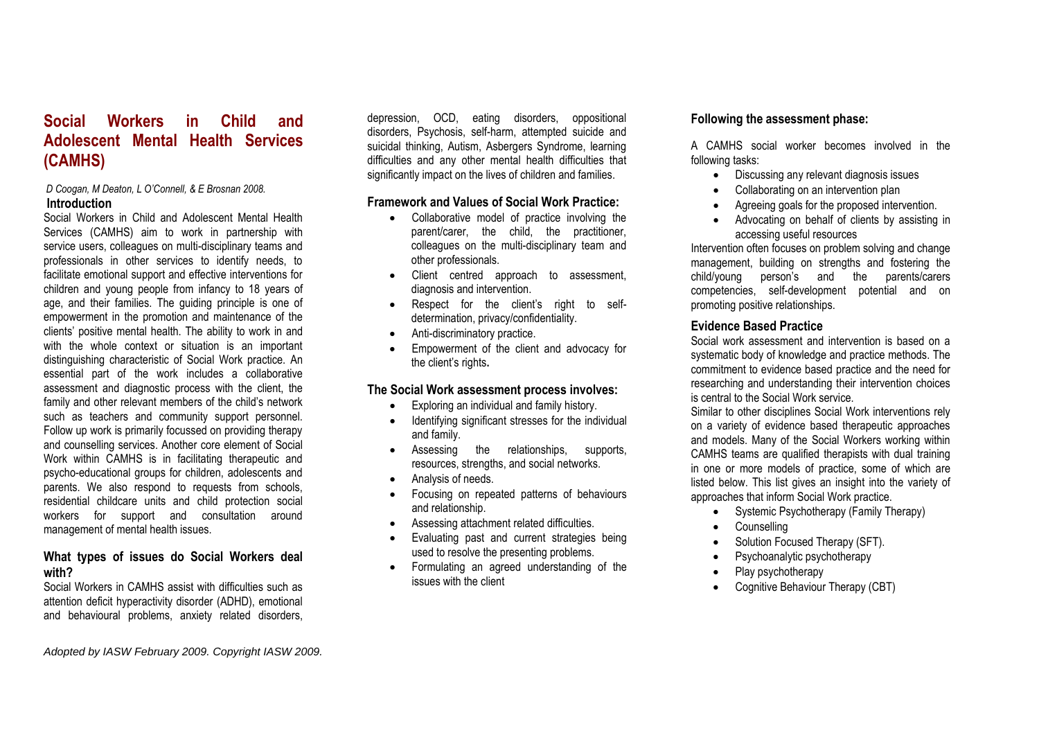# Social Workers in Child and Adolescent Mental Health Services (CAMHS)

*D Coogan, M Deaton, L O'Connell, & E Brosnan 2008.*

## Introduction

Social Workers in Child and Adolescent Mental Health Services (CAMHS) aim to work in partnership with service users, colleagues on multi-disciplinary teams and professionals in other services to identify needs, to facilitate emotional support and effective interventions for children and young people from infancy to 18 years of age, and their families. The guiding principle is one of empowerment in the promotion and maintenance of the clients' positive mental health. The ability to work in and with the whole context or situation is an important distinguishing characteristic of Social Work practice. An essential part of the work includes a collaborative assessment and diagnostic process with the client, the family and other relevant members of the child's network such as teachers and community support personnel. Follow up work is primarily focussed on providing therapy and counselling services. Another core element of Social Work within CAMHS is in facilitating therapeutic and psycho-educational groups for children, adolescents and parents. We also respond to requests from schools, residential childcare units and child protection social workers for support and consultation around management of mental health issues.

## What types of issues do Social Workers deal with?

Social Workers in CAMHS assist with difficulties such as attention deficit hyperactivity disorder (ADHD), emotional and behavioural problems, anxiety related disorders, depression, OCD, eating disorders, oppositional disorders, Psychosis, self-harm, attempted suicide and suicidal thinking, Autism, Asbergers Syndrome, learning difficulties and any other mental health difficulties that significantly impact on the lives of children and families.

## Framework and Values of Social Work Practice:

- Collaborative model of practice involving the parent/carer, the child, the practitioner, colleagues on the multi-disciplinary team and other professionals.
- Client centred approach to assessment, diagnosis and intervention.
- Respect for the client's right to self-determination, privacy/confidentiality.
- Anti-discriminatory practice.
- Empowerment of the client and advocacy for the client's rights.

## The Social Work assessment process involves:

- Exploring an individual and family history.
- Identifying significant stresses for the individual and family.
- Assessing the relationships, supports, resources, strengths, and social networks.
- Analysis of needs.
- Focusing on repeated patterns of behaviours and relationship.
- Assessing attachment related difficulties.
- Evaluating past and current strategies being used to resolve the presenting problems.
- Formulating an agreed understanding of the issues with the client

## Following the assessment phase:

A CAMHS social worker becomes involved in the following tasks:

- Discussing any relevant diagnosis issues
- Collaborating on an intervention plan
- Agreeing goals for the proposed intervention.
- Advocating on behalf of clients by assisting in accessing useful resources

Intervention often focuses on problem solving and change management, building on strengths and fostering the child/young person's and the parents/carers competencies, self-development potential and on promoting positive relationships.

## Evidence Based Practice

Social work assessment and intervention is based on a systematic body of knowledge and practice methods. The commitment to evidence based practice and the need for researching and understanding their intervention choices is central to the Social Work service.

Similar to other disciplines Social Work interventions rely on a variety of evidence based therapeutic approaches and models. Many of the Social Workers working within CAMHS teams are qualified therapists with dual training in one or more models of practice, some of which are listed below. This list gives an insight into the variety of approaches that inform Social Work practice.

- Systemic Psychotherapy (Family Therapy)
- Counselling
- Solution Focused Therapy (SFT).
- Psychoanalytic psychotherapy
- Play psychotherapy
- Cognitive Behaviour Therapy (CBT)

*Adopted by IASW February 2009. Copyright IASW 2009.*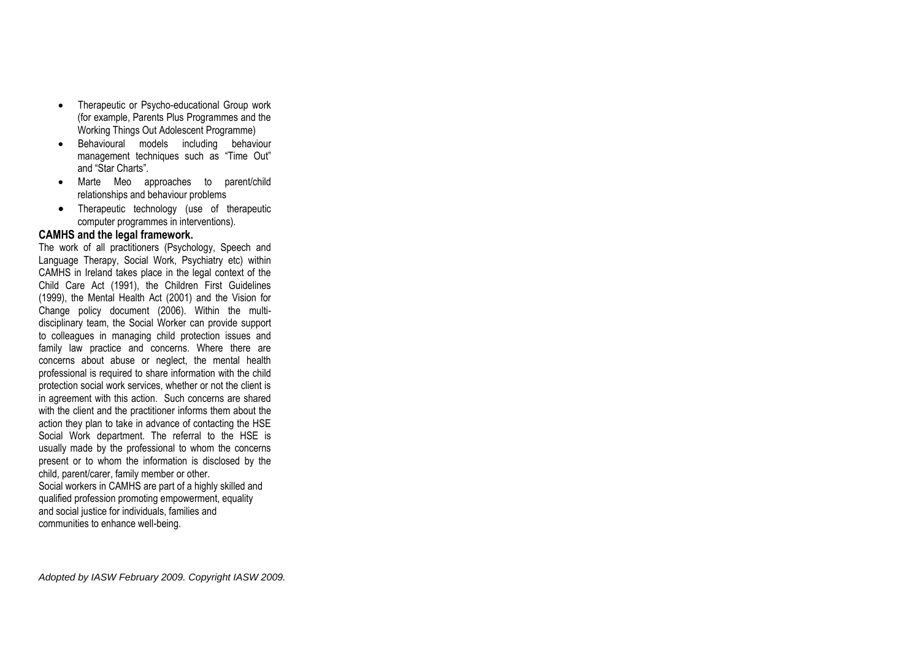- Therapeutic or Psycho-educational Group work (for example, Parents Plus Programmes and the Working Things Out Adolescent Programme)
- Behavioural models including behaviour management techniques such as "Time Out" and "Star Charts".
- Marte Meo approaches to parent/child relationships and behaviour problems
- Therapeutic technology (use of therapeutic computer programmes in interventions).

**CAMHS and the legal framework.**

The work of all practitioners (Psychology, Speech and Language Therapy, Social Work, Psychiatry etc) within CAMHS in Ireland takes place in the legal context of the Child Care Act (1991), the Children First Guidelines (1999), the Mental Health Act (2001) and the Vision for Change policy document (2006). Within the multi-disciplinary team, the Social Worker can provide support to colleagues in managing child protection issues and family law practice and concerns. Where there are concerns about abuse or neglect, the mental health professional is required to share information with the child protection social work services, whether or not the client is in agreement with this action. Such concerns are shared with the client and the practitioner informs them about the action they plan to take in advance of contacting the HSE Social Work department. The referral to the HSE is usually made by the professional to whom the concerns present or to whom the information is disclosed by the child, parent/carer, family member or other.

Social workers in CAMHS are part of a highly skilled and qualified profession promoting empowerment, equality and social justice for individuals, families and communities to enhance well-being.

*Adopted by IASW February 2009. Copyright IASW 2009.*